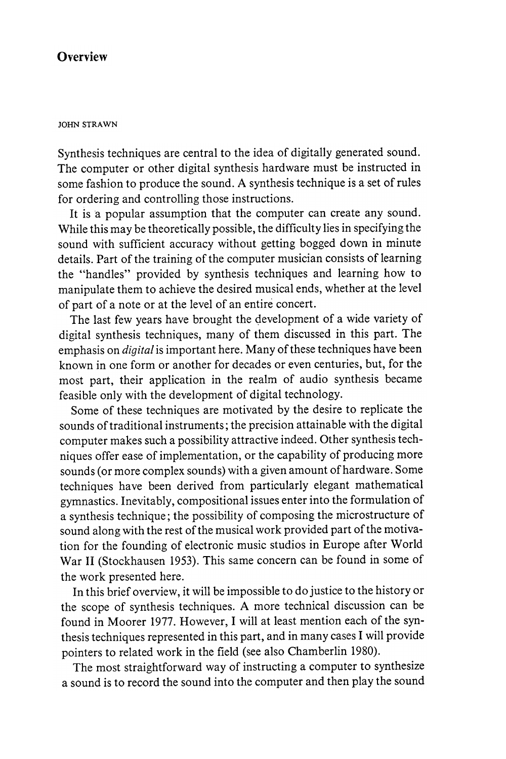# Overview

JOHN STRAWN

Synthesis techniques are central to the idea of digitally generated sound. The computer or other digital synthesis hardware must be instructed in some fashion to produce the sound. A synthesis technique is a set of rules for ordering and controlling those instructions.

It is a popular assumption that the computer can create any sound. While this may be theoretically possible, the difficulty lies in specifying the sound with sufficient accuracy without getting bogged down in minute details. Part of the training of the computer musician consists of learning the "handles" provided by synthesis techniques and learning how to manipulate them to achieve the desired musical ends, whether at the level of part of a note or at the level of an entire concert.

The last few years have brought the development of a wide variety of digital synthesis techniques, many of them discussed in this part. The emphasis on *digital* is important here. Many of these techniques have been known in one form or another for decades or even centuries, but, for the most part, their application in the realm of audio synthesis became feasible only with the development of digital technology.

Some of these techniques are motivated by the desire to replicate the sounds of traditional instruments; the precision attainable with the digital computer makes such a possibility attractive indeed. Other synthesis techniques offer ease of implementation, or the capability of producing more sounds (or more complex sounds) with a given amount of hardware. Some techniques have been derived from particularly elegant mathematical gymnastics. Inevitably, compositional issues enter into the formulation of a synthesis technique; the possibility of composing the microstructure of sound along with the rest of the musical work provided part of the motivation for the founding of electronic music studios in Europe after World War II (Stockhausen 1953). This same concern can be found in some of the work presented here.

In this brief overview, it will be impossible to do justice to the history or the scope of synthesis techniques. A more technical discussion can be found in Moorer 1977. However, I will at least mention each of the synthesis techniques represented in this part, and in many cases I will provide pointers to related work in the field (see also Chamberlin 1980).

The most straightforward way of instructing a computer to synthesize a sound is to record the sound into the computer and then play the sound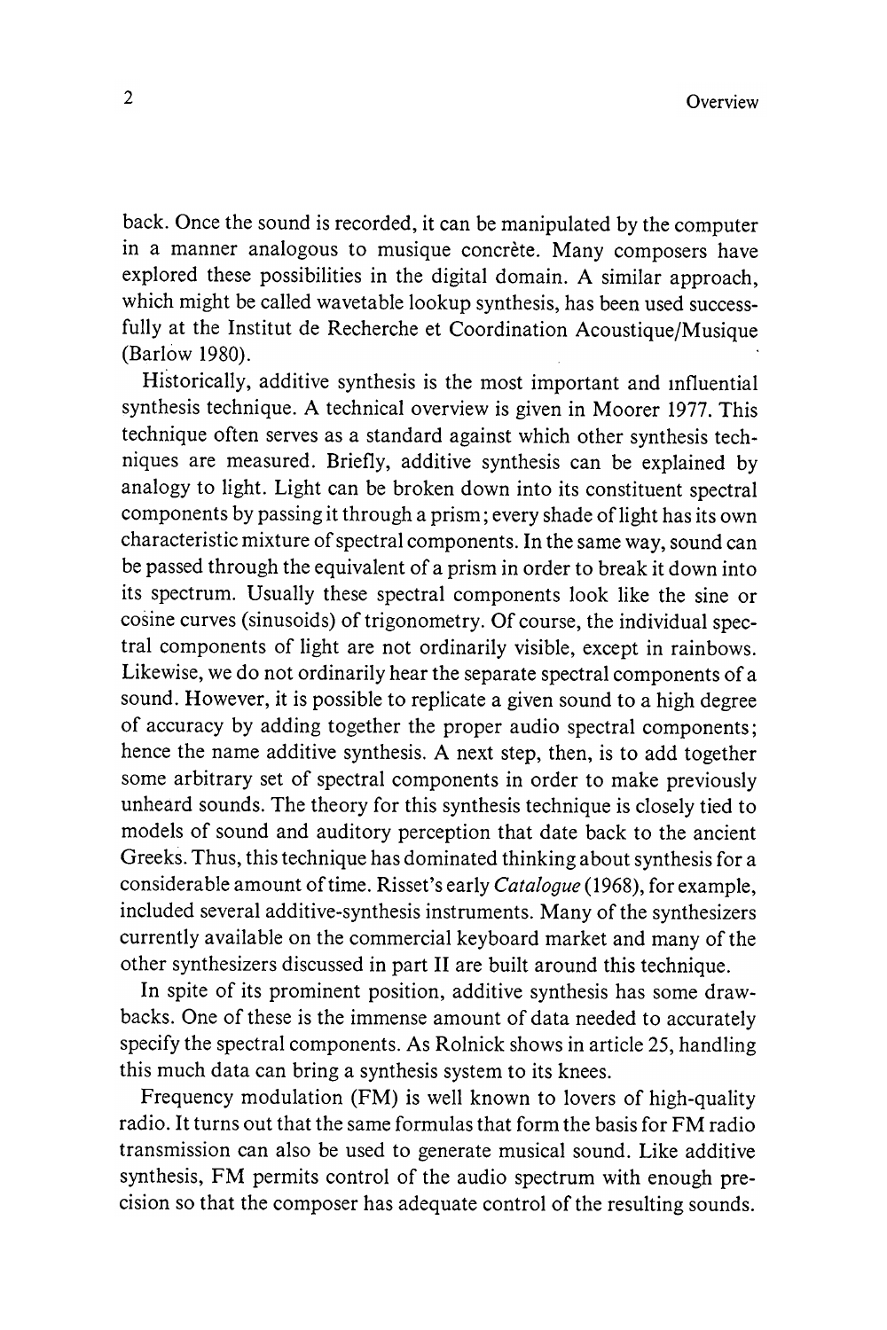back. Once the sound is recorded, it can be manipulated by the computer in a manner analogous to musique concrète. Many composers have explored these possibilities in the digital domain. A similar approach, which might be called wavetable lookup synthesis, has been used successfully at the Institut de Recherche et Coordination Acoustique/Musique (Barlow 1980).

Historically, additive synthesis is the most important and influential synthesis technique. A technical overview is given in Moorer 1977. This technique often serves as a standard against which other synthesis techniques are measured. Briefly, additive synthesis can be explained by analogy to light. Light can be broken down into its constituent spectral components by passing it through a prism; every shade of light has its own characteristic mixture of spectral components. In the same way, sound can be passed through the equivalent of a prism in order to break it down into its spectrum. Usually these spectral components look like the sine or cosine curves (sinusoids) of trigonometry. Of course, the individual spectral components of light are not ordinarily visible, except in rainbows. Likewise, we do not ordinarily hear the separate spectral components of a sound. However, it is possible to replicate a given sound to a high degree of accuracy by adding together the proper audio spectral components; hence the name additive synthesis. A next step, then, is to add together some arbitrary set of spectral components in order to make previously unheard sounds. The theory for this synthesis technique is closely tied to models of sound and auditory perception that date back to the ancient Greeks. Thus, this technique has dominated thinking about synthesis for a considerable amount of time. Risset's early *Catalogue* (1968), for example, included several additive-synthesis instruments. Many of the synthesizers currently available on the commercial keyboard market and many of the other synthesizers discussed in part II are built around this technique.

In spite of its prominent position, additive synthesis has some drawbacks. One of these is the immense amount of data needed to accurately specify the spectral components. As Rolnick shows in article 25, handling this much data can bring a synthesis system to its knees.

Frequency modulation (FM) is well known to lovers of high-quality radio. It turns out that the same formulas that form the basis for FM radio transmission can also be used to generate musical sound. Like additive synthesis, FM permits control of the audio spectrum with enough precision so that the composer has adequate control of the resulting sounds.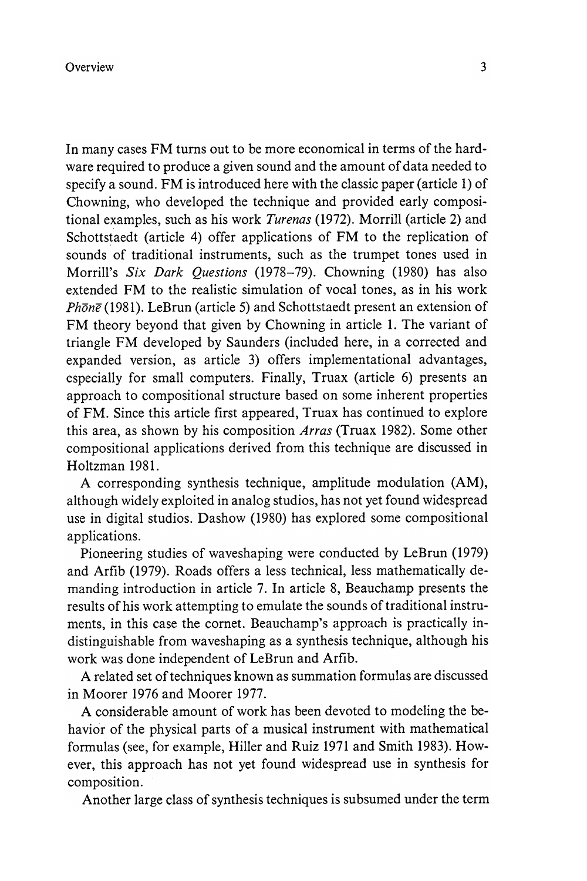In many cases FM turns out to be more economical in terms of the hardware required to produce a given sound and the amount of data needed to specify a sound. FM is introduced here with the classic paper (article 1) of Chowning, who developed the technique and provided early compositional examples, such as his work *Turenas* (1972). Morrill (article 2) and Schottstaedt (article 4) offer applications of FM to the replication of sounds of traditional instruments, such as the trumpet tones used in Morrill's *Six Dark Questions* (1978–79). Chowning (1980) has also extended FM to the realistic simulation of vocal tones, as in his work *Phōnē* (1981). LeBrun (article 5) and Schottstaedt present an extension of FM theory beyond that given by Chowning in article 1. The variant of triangle FM developed by Saunders (included here, in a corrected and expanded version, as article 3) offers implementational advantages, especially for small computers. Finally, Truax (article 6) presents an approach to compositional structure based on some inherent properties of FM. Since this article first appeared, Truax has continued to explore this area, as shown by his composition *Arras* (Truax 1982). Some other compositional applications derived from this technique are discussed in Holtzman 1981.

A corresponding synthesis technique, amplitude modulation (AM), although widely exploited in analog studios, has not yet found widespread use in digital studios. Dashow (1980) has explored some compositional applications.

Pioneering studies of waveshaping were conducted by LeBrun (1979) and Arfib (1979). Roads offers a less technical, less mathematically demanding introduction in article 7. In article 8, Beauchamp presents the results of his work attempting to emulate the sounds of traditional instruments, in this case the cornet. Beauchamp's approach is practically indistinguishable from waveshaping as a synthesis technique, although his work was done independent of LeBrun and Arfib.

A related set of techniques known as summation formulas are discussed in Moorer 1976 and Moorer 1977.

A considerable amount of work has been devoted to modeling the behavior of the physical parts of a musical instrument with mathematical formulas (see, for example, Hiller and Ruiz 1971 and Smith 1983). However, this approach has not yet found widespread use in synthesis for composition.

Another large class of synthesis techniques is subsumed under the term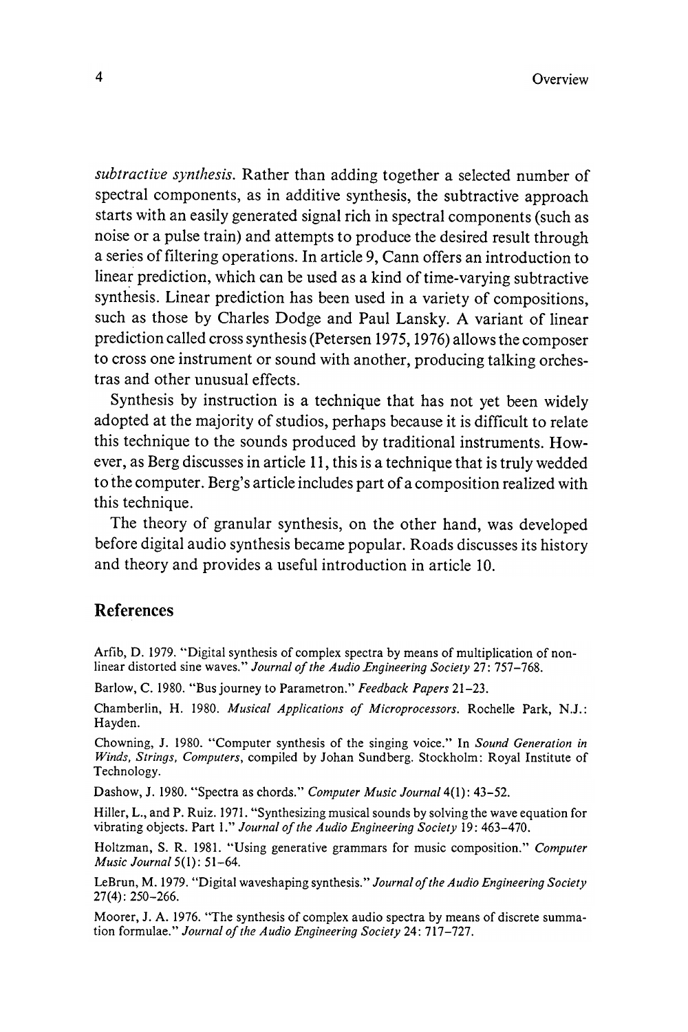*subtractive synthesis.* Rather than adding together a selected number of spectral components, as in additive synthesis, the subtractive approach starts with an easily generated signal rich in spectral components (such as noise or a pulse train) and attempts to produce the desired result through a series of filtering operations. In article 9, Cann offers an introduction to linear prediction, which can be used as a kind of time-varying subtractive synthesis. Linear prediction has been used in a variety of compositions, such as those by Charles Dodge and Paul Lansky. A variant of linear prediction called cross synthesis (Petersen 1975, 1976) allows the composer to cross one instrument or sound with another, producing talking orchestras and other unusual effects.

Synthesis by instruction is a technique that has not yet been widely adopted at the majority of studios, perhaps because it is difficult to relate this technique to the sounds produced by traditional instruments. However, as Berg discusses in article 11, this is a technique that is truly wedded to the computer. Berg's article includes part of a composition realized with this technique.

The theory of granular synthesis, on the other hand, was developed before digital audio synthesis became popular. Roads discusses its history and theory and provides a useful introduction in article 10.

## References

Arfib, D. 1979. "Digital synthesis of complex spectra by means of multiplication of nonlinear distorted sine waves." *Journal of the Audio Engineering Society* 27: 757–768.

Barlow, C. 1980. "Bus journey to Parametron." *Feedback Papers* 21–23.

Chamberlin, H. 1980. *Musical Applications of Microprocessors.* Rochelle Park, N.J.: Hayden.

Chowning, J. 1980. "Computer synthesis of the singing voice." In *Sound Generation in Winds, Strings, Computers,* compiled by Johan Sundberg. Stockholm: Royal Institute of Technology.

Dashow, J. 1980. "Spectra as chords." *Computer Music Journal* 4(1): 43–52.

Hiller, L., and P. Ruiz. 1971. "Synthesizing musical sounds by solving the wave equation for vibrating objects. Part 1." *Journal of the Audio Engineering Society* 19: 463–470.

Holtzman, S. R. 1981. "Using generative grammars for music composition." *Computer Music Journal* 5(1): 51–64.

LeBrun, M. 1979. "Digital waveshaping synthesis." *Journal of the Audio Engineering Society* 27(4): 250–266.

Moorer, J. A. 1976. "The synthesis of complex audio spectra by means of discrete summation formulae." *Journal of the Audio Engineering Society* 24: 717–727.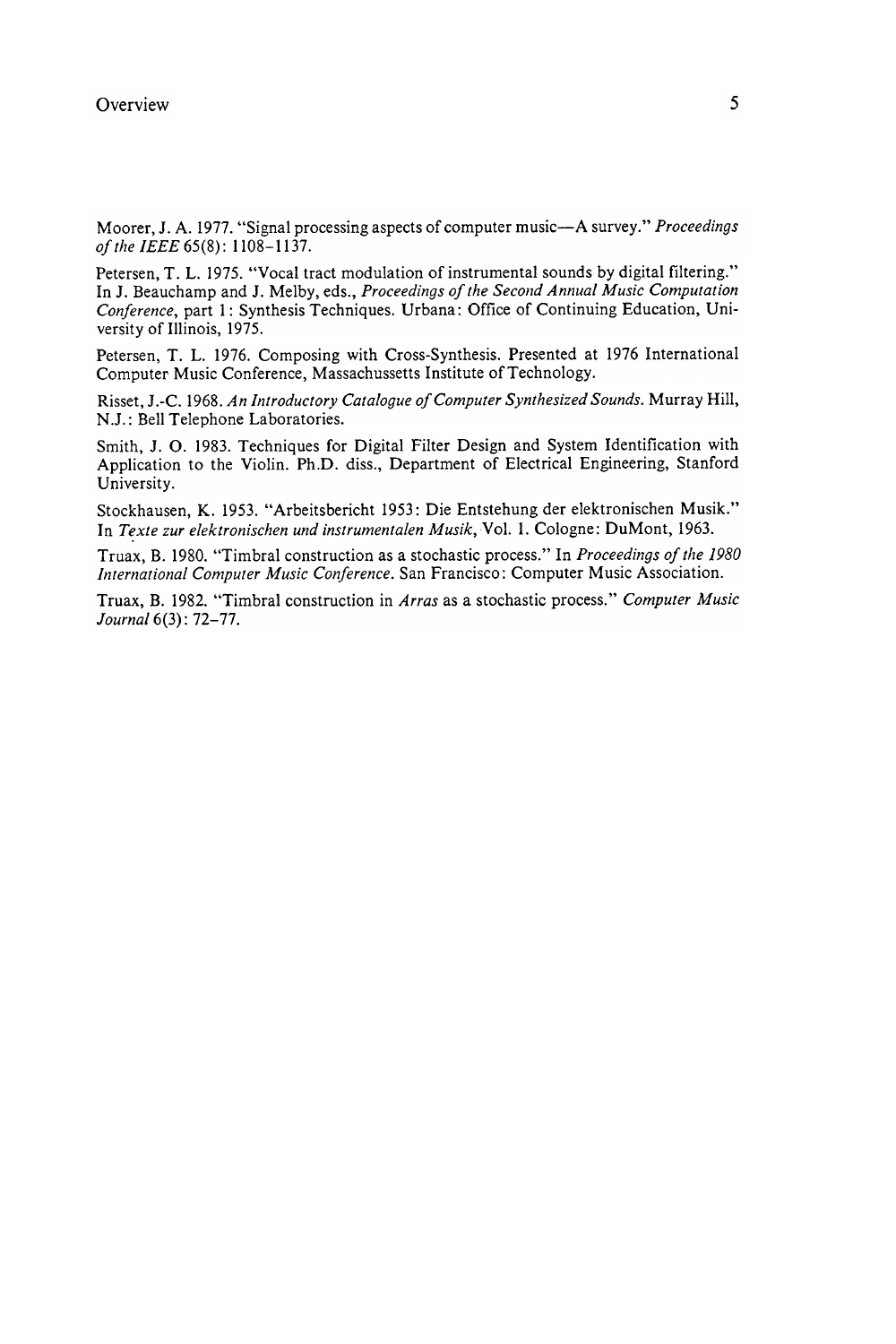Moorer, J. A. 1977. "Signal processing aspects of computer music—A survey." *Proceedings of the IEEE* 65(8): 1108–1137.

Petersen, T. L. 1975. "Vocal tract modulation of instrumental sounds by digital filtering." In J. Beauchamp and J. Melby, eds., *Proceedings of the Second Annual Music Computation Conference*, part 1: Synthesis Techniques. Urbana: Office of Continuing Education, University of Illinois, 1975.

Petersen, T. L. 1976. Composing with Cross-Synthesis. Presented at 1976 International Computer Music Conference, Massachussetts Institute of Technology.

Risset, J.-C. 1968. *An Introductory Catalogue of Computer Synthesized Sounds*. Murray Hill, N.J.: Bell Telephone Laboratories.

Smith, J. O. 1983. Techniques for Digital Filter Design and System Identification with Application to the Violin. Ph.D. diss., Department of Electrical Engineering, Stanford University.

Stockhausen, K. 1953. "Arbeitsbericht 1953: Die Entstehung der elektronischen Musik." In *Texte zur elektronischen und instrumentalen Musik*, Vol. 1. Cologne: DuMont, 1963.

Truax, B. 1980. "Timbral construction as a stochastic process." In *Proceedings of the 1980 International Computer Music Conference*. San Francisco: Computer Music Association.

Truax, B. 1982. "Timbral construction in *Arras* as a stochastic process." *Computer Music Journal* 6(3): 72–77.